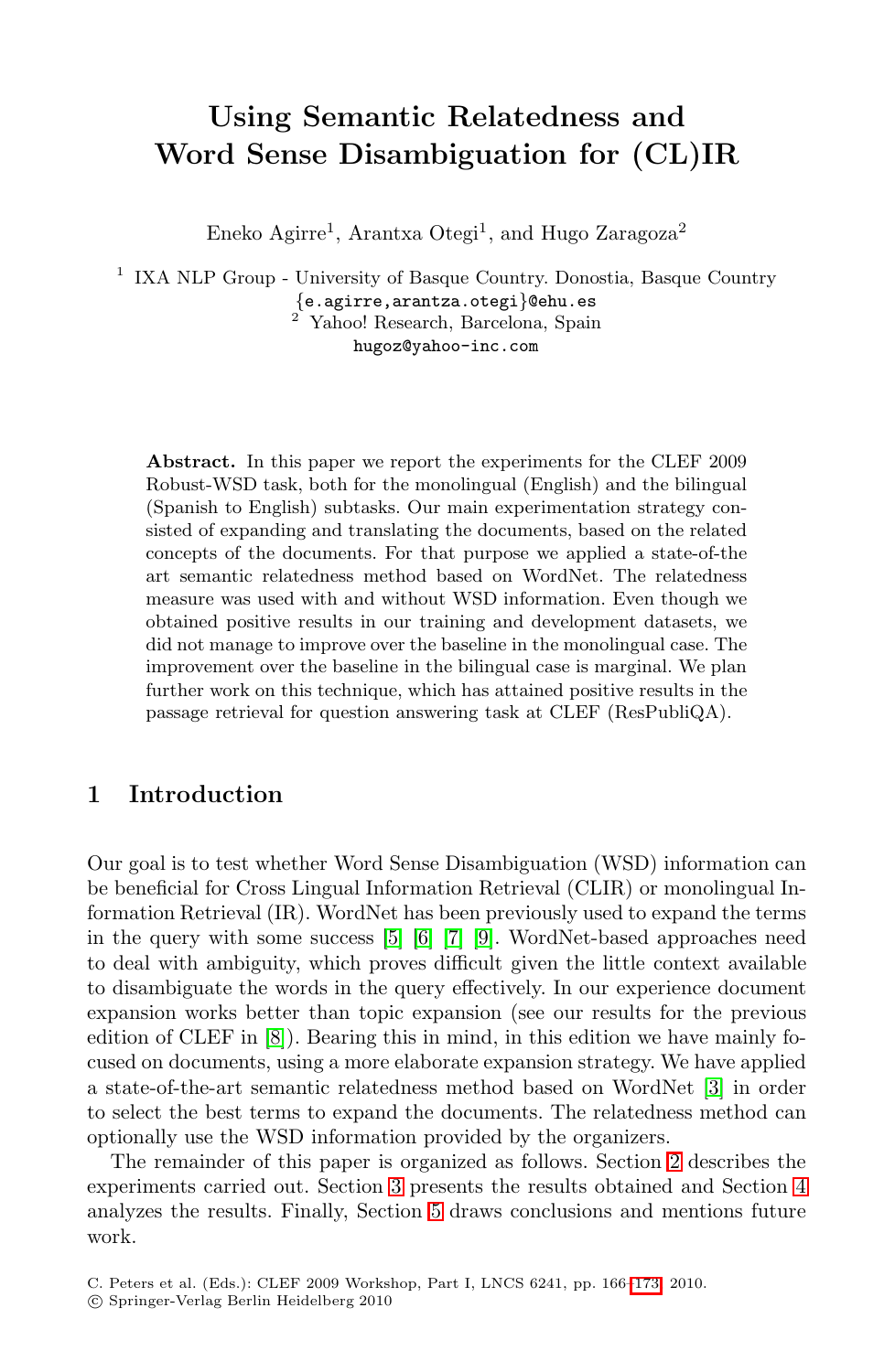# Using Semantic Relatedness and Word Sense Disambiguation for (CL)IR

Eneko Agirre[1], Arantxa Otegi[1], and Hugo Zaragoza[2]

[1] IXA NLP Group - University of Basque Country. Donostia, Basque Country
{e.agirre,arantza.otegi}@ehu.es

[2] Yahoo! Research, Barcelona, Spain
hugoz@yahoo-inc.com

**Abstract.** In this paper we report the experiments for the CLEF 2009 Robust-WSD task, both for the monolingual (English) and the bilingual (Spanish to English) subtasks. Our main experimentation strategy consisted of expanding and translating the documents, based on the related concepts of the documents. For that purpose we applied a state-of-the art semantic relatedness method based on WordNet. The relatedness measure was used with and without WSD information. Even though we obtained positive results in our training and development datasets, we did not manage to improve over the baseline in the monolingual case. The improvement over the baseline in the bilingual case is marginal. We plan further work on this technique, which has attained positive results in the passage retrieval for question answering task at CLEF (ResPubliQA).

## 1 Introduction

Our goal is to test whether Word Sense Disambiguation (WSD) information can be beneficial for Cross Lingual Information Retrieval (CLIR) or monolingual Information Retrieval (IR). WordNet has been previously used to expand the terms in the query with some success [5] [6] [7] [9]. WordNet-based approaches need to deal with ambiguity, which proves difficult given the little context available to disambiguate the words in the query effectively. In our experience document expansion works better than topic expansion (see our results for the previous edition of CLEF in [8]). Bearing this in mind, in this edition we have mainly focused on documents, using a more elaborate expansion strategy. We have applied a state-of-the-art semantic relatedness method based on WordNet [3] in order to select the best terms to expand the documents. The relatedness method can optionally use the WSD information provided by the organizers.

The remainder of this paper is organized as follows. Section 2 describes the experiments carried out. Section 3 presents the results obtained and Section 4 analyzes the results. Finally, Section 5 draws conclusions and mentions future work.

C. Peters et al. (Eds.): CLEF 2009 Workshop, Part I, LNCS 6241, pp. 166–173, 2010.
© Springer-Verlag Berlin Heidelberg 2010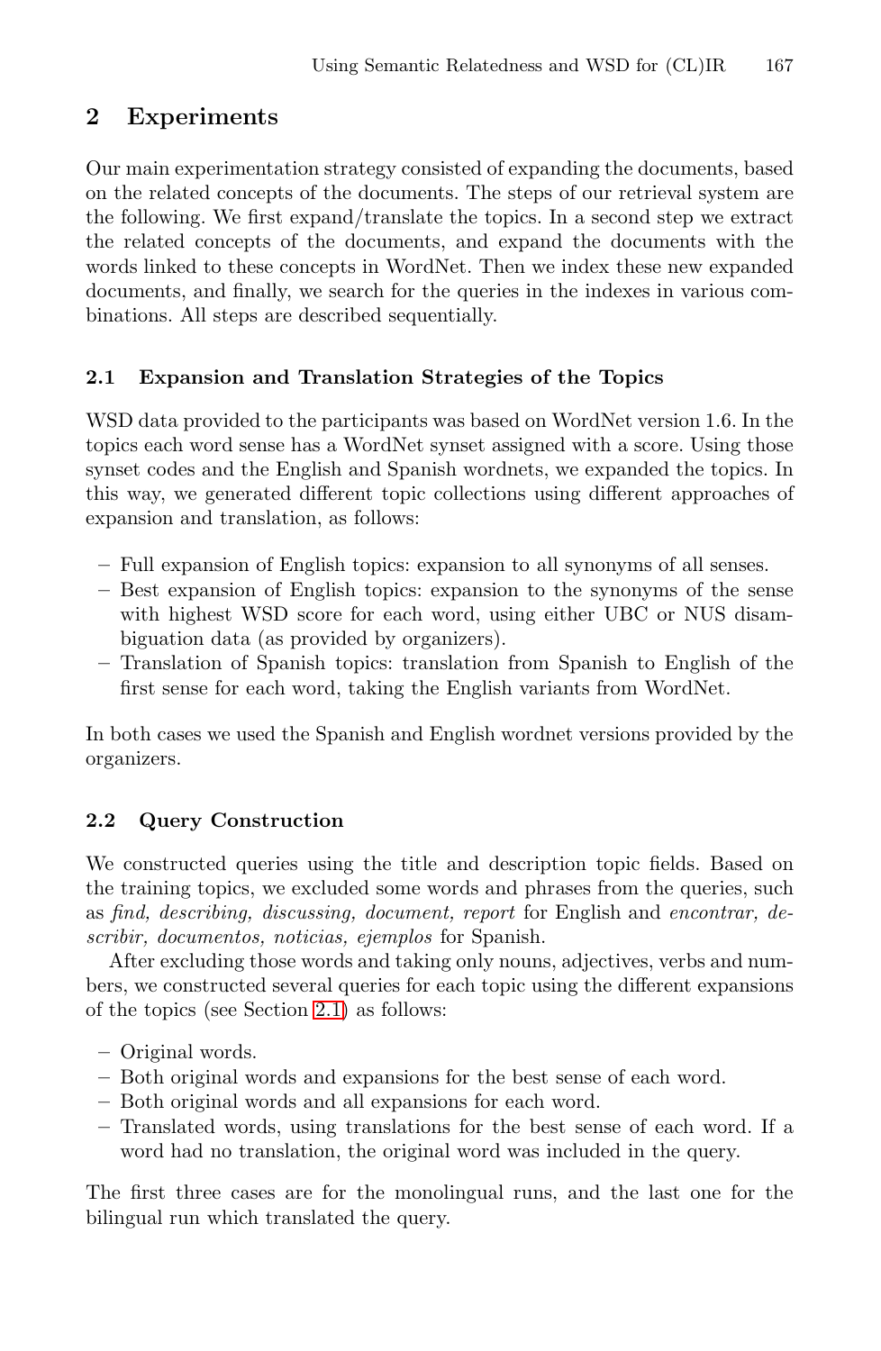## 2 Experiments

Our main experimentation strategy consisted of expanding the documents, based on the related concepts of the documents. The steps of our retrieval system are the following. We first expand/translate the topics. In a second step we extract the related concepts of the documents, and expand the documents with the words linked to these concepts in WordNet. Then we index these new expanded documents, and finally, we search for the queries in the indexes in various combinations. All steps are described sequentially.

### 2.1 Expansion and Translation Strategies of the Topics

WSD data provided to the participants was based on WordNet version 1.6. In the topics each word sense has a WordNet synset assigned with a score. Using those synset codes and the English and Spanish wordnets, we expanded the topics. In this way, we generated different topic collections using different approaches of expansion and translation, as follows:

- Full expansion of English topics: expansion to all synonyms of all senses.
- Best expansion of English topics: expansion to the synonyms of the sense with highest WSD score for each word, using either UBC or NUS disambiguation data (as provided by organizers).
- Translation of Spanish topics: translation from Spanish to English of the first sense for each word, taking the English variants from WordNet.

In both cases we used the Spanish and English wordnet versions provided by the organizers.

### 2.2 Query Construction

We constructed queries using the title and description topic fields. Based on the training topics, we excluded some words and phrases from the queries, such as *find, describing, discussing, document, report* for English and *encontrar, describir, documentos, noticias, ejemplos* for Spanish.

After excluding those words and taking only nouns, adjectives, verbs and numbers, we constructed several queries for each topic using the different expansions of the topics (see Section 2.1) as follows:

- Original words.
- Both original words and expansions for the best sense of each word.
- Both original words and all expansions for each word.
- Translated words, using translations for the best sense of each word. If a word had no translation, the original word was included in the query.

The first three cases are for the monolingual runs, and the last one for the bilingual run which translated the query.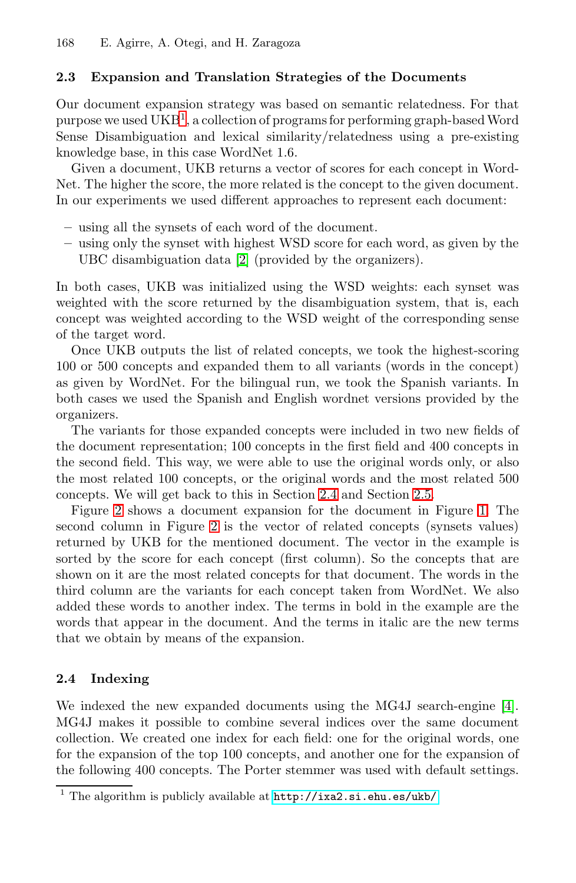### 2.3 Expansion and Translation Strategies of the Documents

Our document expansion strategy was based on semantic relatedness. For that purpose we used UKB[1], a collection of programs for performing graph-based Word Sense Disambiguation and lexical similarity/relatedness using a pre-existing knowledge base, in this case WordNet 1.6.

Given a document, UKB returns a vector of scores for each concept in WordNet. The higher the score, the more related is the concept to the given document. In our experiments we used different approaches to represent each document:

- using all the synsets of each word of the document.
- using only the synset with highest WSD score for each word, as given by the UBC disambiguation data [2] (provided by the organizers).

In both cases, UKB was initialized using the WSD weights: each synset was weighted with the score returned by the disambiguation system, that is, each concept was weighted according to the WSD weight of the corresponding sense of the target word.

Once UKB outputs the list of related concepts, we took the highest-scoring 100 or 500 concepts and expanded them to all variants (words in the concept) as given by WordNet. For the bilingual run, we took the Spanish variants. In both cases we used the Spanish and English wordnet versions provided by the organizers.

The variants for those expanded concepts were included in two new fields of the document representation; 100 concepts in the first field and 400 concepts in the second field. This way, we were able to use the original words only, or also the most related 100 concepts, or the original words and the most related 500 concepts. We will get back to this in Section 2.4 and Section 2.5.

Figure 2 shows a document expansion for the document in Figure 1. The second column in Figure 2 is the vector of related concepts (synsets values) returned by UKB for the mentioned document. The vector in the example is sorted by the score for each concept (first column). So the concepts that are shown on it are the most related concepts for that document. The words in the third column are the variants for each concept taken from WordNet. We also added these words to another index. The terms in bold in the example are the words that appear in the document. And the terms in italic are the new terms that we obtain by means of the expansion.

### 2.4 Indexing

We indexed the new expanded documents using the MG4J search-engine [4]. MG4J makes it possible to combine several indices over the same document collection. We created one index for each field: one for the original words, one for the expansion of the top 100 concepts, and another one for the expansion of the following 400 concepts. The Porter stemmer was used with default settings.

[1] The algorithm is publicly available at http://ixa2.si.ehu.es/ukb/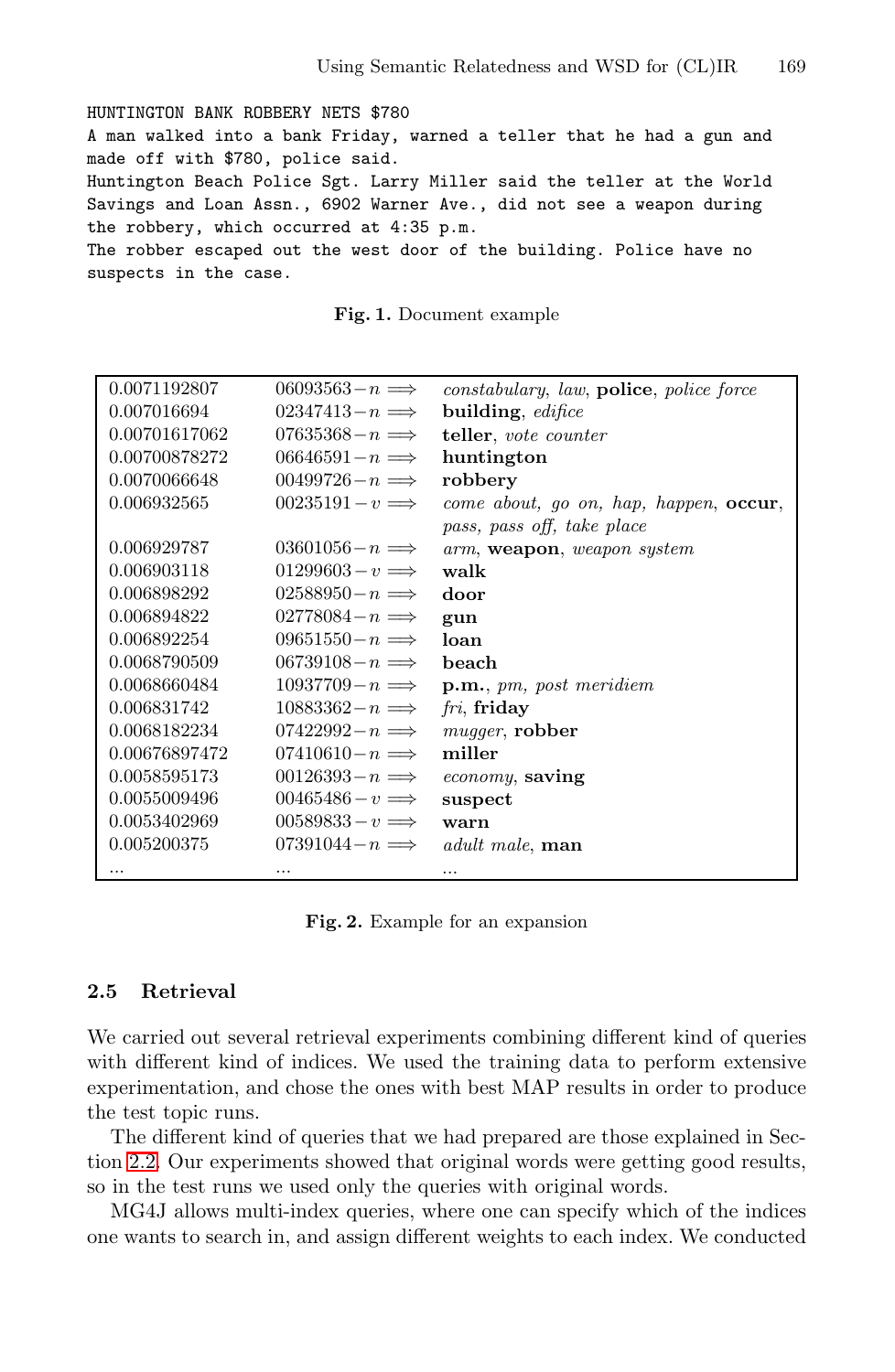```
HUNTINGTON BANK ROBBERY NETS $780
A man walked into a bank Friday, warned a teller that he had a gun and
made off with $780, police said.
Huntington Beach Police Sgt. Larry Miller said the teller at the World
Savings and Loan Assn., 6902 Warner Ave., did not see a weapon during
the robbery, which occurred at 4:35 p.m.
The robber escaped out the west door of the building. Police have no
suspects in the case.
```

**Fig. 1.** Document example

| | | |
|---|---|---|
| 0.0071192807 | 06093563−$n$ ⟹ | *constabulary*, *law*, **police**, *police force* |
| 0.007016694 | 02347413−$n$ ⟹ | **building**, *edifice* |
| 0.00701617062 | 07635368−$n$ ⟹ | **teller**, *vote counter* |
| 0.00700878272 | 06646591−$n$ ⟹ | **huntington** |
| 0.0070066648 | 00499726−$n$ ⟹ | **robbery** |
| 0.006932565 | 00235191−$v$ ⟹ | *come about*, *go on*, *hap*, *happen*, **occur**, *pass*, *pass off*, *take place* |
| 0.006929787 | 03601056−$n$ ⟹ | *arm*, **weapon**, *weapon system* |
| 0.006903118 | 01299603−$v$ ⟹ | **walk** |
| 0.006898292 | 02588950−$n$ ⟹ | **door** |
| 0.006894822 | 02778084−$n$ ⟹ | **gun** |
| 0.006892254 | 09651550−$n$ ⟹ | **loan** |
| 0.0068790509 | 06739108−$n$ ⟹ | **beach** |
| 0.0068660484 | 10937709−$n$ ⟹ | **p.m.**, *pm*, *post meridiem* |
| 0.006831742 | 10883362−$n$ ⟹ | *fri*, **friday** |
| 0.0068182234 | 07422992−$n$ ⟹ | *mugger*, **robber** |
| 0.00676897472 | 07410610−$n$ ⟹ | **miller** |
| 0.0058595173 | 00126393−$n$ ⟹ | *economy*, **saving** |
| 0.0055009496 | 00465486−$v$ ⟹ | **suspect** |
| 0.0053402969 | 00589833−$v$ ⟹ | **warn** |
| 0.005200375 | 07391044−$n$ ⟹ | *adult male*, **man** |
| ... | ... | ... |

**Fig. 2.** Example for an expansion

### 2.5 Retrieval

We carried out several retrieval experiments combining different kind of queries with different kind of indices. We used the training data to perform extensive experimentation, and chose the ones with best MAP results in order to produce the test topic runs.

The different kind of queries that we had prepared are those explained in Section 2.2. Our experiments showed that original words were getting good results, so in the test runs we used only the queries with original words.

MG4J allows multi-index queries, where one can specify which of the indices one wants to search in, and assign different weights to each index. We conducted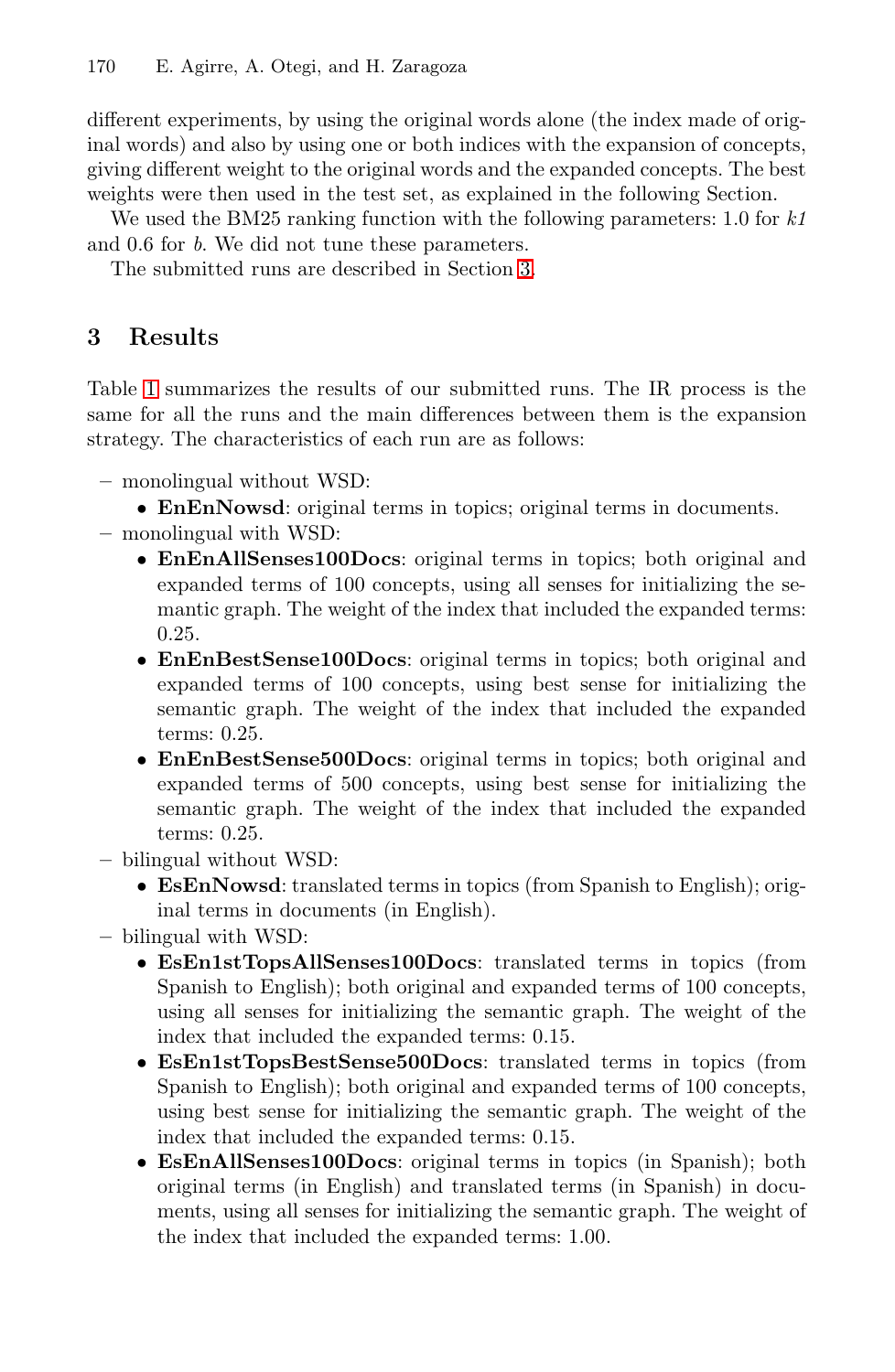different experiments, by using the original words alone (the index made of original words) and also by using one or both indices with the expansion of concepts, giving different weight to the original words and the expanded concepts. The best weights were then used in the test set, as explained in the following Section.

We used the BM25 ranking function with the following parameters: 1.0 for *k1* and 0.6 for *b*. We did not tune these parameters.

The submitted runs are described in Section 3.

## 3 Results

Table 1 summarizes the results of our submitted runs. The IR process is the same for all the runs and the main differences between them is the expansion strategy. The characteristics of each run are as follows:

- monolingual without WSD:
  - **EnEnNowsd**: original terms in topics; original terms in documents.
- monolingual with WSD:
  - **EnEnAllSenses100Docs**: original terms in topics; both original and expanded terms of 100 concepts, using all senses for initializing the semantic graph. The weight of the index that included the expanded terms: 0.25.
  - **EnEnBestSense100Docs**: original terms in topics; both original and expanded terms of 100 concepts, using best sense for initializing the semantic graph. The weight of the index that included the expanded terms: 0.25.
  - **EnEnBestSense500Docs**: original terms in topics; both original and expanded terms of 500 concepts, using best sense for initializing the semantic graph. The weight of the index that included the expanded terms: 0.25.
- bilingual without WSD:
  - **EsEnNowsd**: translated terms in topics (from Spanish to English); original terms in documents (in English).
- bilingual with WSD:
  - **EsEn1stTopsAllSenses100Docs**: translated terms in topics (from Spanish to English); both original and expanded terms of 100 concepts, using all senses for initializing the semantic graph. The weight of the index that included the expanded terms: 0.15.
  - **EsEn1stTopsBestSense500Docs**: translated terms in topics (from Spanish to English); both original and expanded terms of 100 concepts, using best sense for initializing the semantic graph. The weight of the index that included the expanded terms: 0.15.
  - **EsEnAllSenses100Docs**: original terms in topics (in Spanish); both original terms (in English) and translated terms (in Spanish) in documents, using all senses for initializing the semantic graph. The weight of the index that included the expanded terms: 1.00.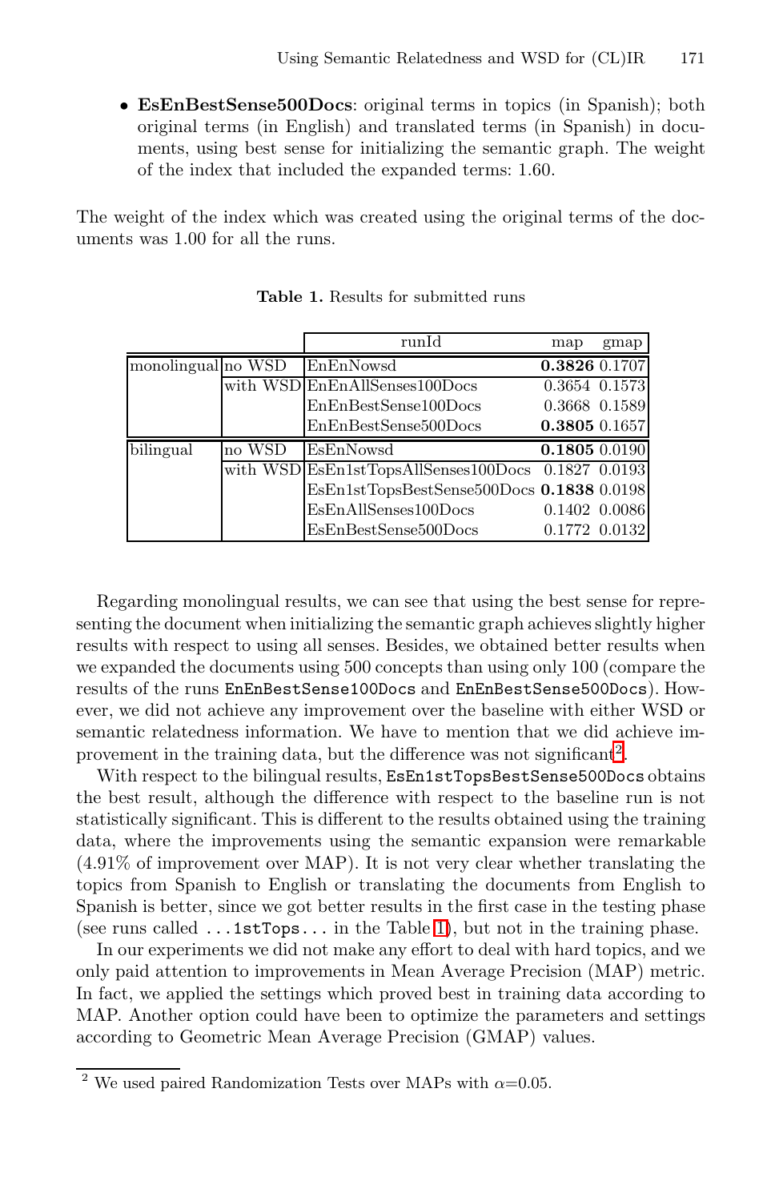- **EsEnBestSense500Docs**: original terms in topics (in Spanish); both original terms (in English) and translated terms (in Spanish) in documents, using best sense for initializing the semantic graph. The weight of the index that included the expanded terms: 1.60.

The weight of the index which was created using the original terms of the documents was 1.00 for all the runs.

**Table 1.** Results for submitted runs

| | | runId | map | gmap |
|---|---|---|---|---|
| monolingual | no WSD | EnEnNowsd | **0.3826** | 0.1707 |
| | with WSD | EnEnAllSenses100Docs | 0.3654 | 0.1573 |
| | | EnEnBestSense100Docs | 0.3668 | 0.1589 |
| | | EnEnBestSense500Docs | **0.3805** | 0.1657 |
| bilingual | no WSD | EsEnNowsd | **0.1805** | 0.0190 |
| | with WSD | EsEn1stTopsAllSenses100Docs | 0.1827 | 0.0193 |
| | | EsEn1stTopsBestSense500Docs | **0.1838** | 0.0198 |
| | | EsEnAllSenses100Docs | 0.1402 | 0.0086 |
| | | EsEnBestSense500Docs | 0.1772 | 0.0132 |

Regarding monolingual results, we can see that using the best sense for representing the document when initializing the semantic graph achieves slightly higher results with respect to using all senses. Besides, we obtained better results when we expanded the documents using 500 concepts than using only 100 (compare the results of the runs `EnEnBestSense100Docs` and `EnEnBestSense500Docs`). However, we did not achieve any improvement over the baseline with either WSD or semantic relatedness information. We have to mention that we did achieve improvement in the training data, but the difference was not significant[2].

With respect to the bilingual results, `EsEn1stTopsBestSense500Docs` obtains the best result, although the difference with respect to the baseline run is not statistically significant. This is different to the results obtained using the training data, where the improvements using the semantic expansion were remarkable (4.91% of improvement over MAP). It is not very clear whether translating the topics from Spanish to English or translating the documents from English to Spanish is better, since we got better results in the first case in the testing phase (see runs called `...1stTops...` in the Table 1), but not in the training phase.

In our experiments we did not make any effort to deal with hard topics, and we only paid attention to improvements in Mean Average Precision (MAP) metric. In fact, we applied the settings which proved best in training data according to MAP. Another option could have been to optimize the parameters and settings according to Geometric Mean Average Precision (GMAP) values.

[2] We used paired Randomization Tests over MAPs with $\alpha$=0.05.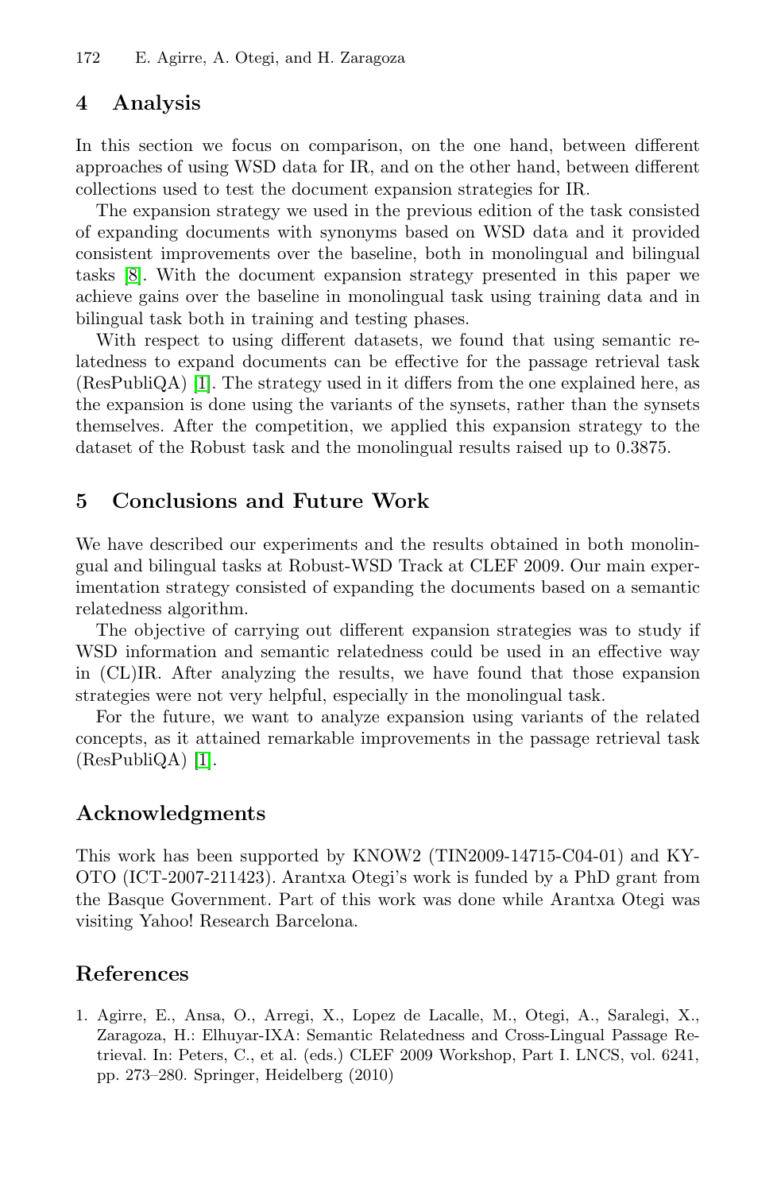## 4 Analysis

In this section we focus on comparison, on the one hand, between different approaches of using WSD data for IR, and on the other hand, between different collections used to test the document expansion strategies for IR.

The expansion strategy we used in the previous edition of the task consisted of expanding documents with synonyms based on WSD data and it provided consistent improvements over the baseline, both in monolingual and bilingual tasks [8]. With the document expansion strategy presented in this paper we achieve gains over the baseline in monolingual task using training data and in bilingual task both in training and testing phases.

With respect to using different datasets, we found that using semantic relatedness to expand documents can be effective for the passage retrieval task (ResPubliQA) [1]. The strategy used in it differs from the one explained here, as the expansion is done using the variants of the synsets, rather than the synsets themselves. After the competition, we applied this expansion strategy to the dataset of the Robust task and the monolingual results raised up to 0.3875.

## 5 Conclusions and Future Work

We have described our experiments and the results obtained in both monolingual and bilingual tasks at Robust-WSD Track at CLEF 2009. Our main experimentation strategy consisted of expanding the documents based on a semantic relatedness algorithm.

The objective of carrying out different expansion strategies was to study if WSD information and semantic relatedness could be used in an effective way in (CL)IR. After analyzing the results, we have found that those expansion strategies were not very helpful, especially in the monolingual task.

For the future, we want to analyze expansion using variants of the related concepts, as it attained remarkable improvements in the passage retrieval task (ResPubliQA) [1].

## Acknowledgments

This work has been supported by KNOW2 (TIN2009-14715-C04-01) and KYOTO (ICT-2007-211423). Arantxa Otegi's work is funded by a PhD grant from the Basque Government. Part of this work was done while Arantxa Otegi was visiting Yahoo! Research Barcelona.

## References

1. Agirre, E., Ansa, O., Arregi, X., Lopez de Lacalle, M., Otegi, A., Saralegi, X., Zaragoza, H.: Elhuyar-IXA: Semantic Relatedness and Cross-Lingual Passage Retrieval. In: Peters, C., et al. (eds.) CLEF 2009 Workshop, Part I. LNCS, vol. 6241, pp. 273–280. Springer, Heidelberg (2010)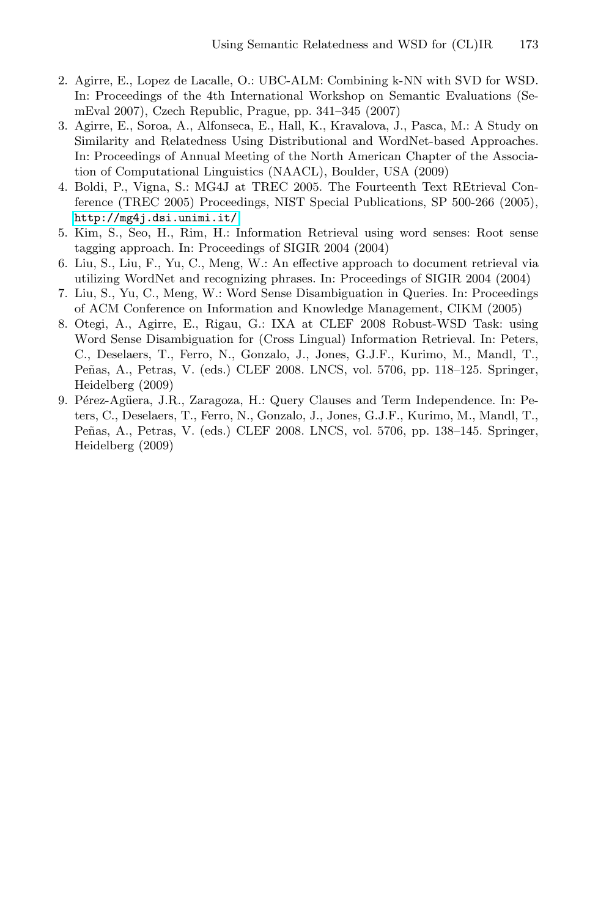2. Agirre, E., Lopez de Lacalle, O.: UBC-ALM: Combining k-NN with SVD for WSD. In: Proceedings of the 4th International Workshop on Semantic Evaluations (SemEval 2007), Czech Republic, Prague, pp. 341–345 (2007)
3. Agirre, E., Soroa, A., Alfonseca, E., Hall, K., Kravalova, J., Pasca, M.: A Study on Similarity and Relatedness Using Distributional and WordNet-based Approaches. In: Proceedings of Annual Meeting of the North American Chapter of the Association of Computational Linguistics (NAACL), Boulder, USA (2009)
4. Boldi, P., Vigna, S.: MG4J at TREC 2005. The Fourteenth Text REtrieval Conference (TREC 2005) Proceedings, NIST Special Publications, SP 500-266 (2005), http://mg4j.dsi.unimi.it/
5. Kim, S., Seo, H., Rim, H.: Information Retrieval using word senses: Root sense tagging approach. In: Proceedings of SIGIR 2004 (2004)
6. Liu, S., Liu, F., Yu, C., Meng, W.: An effective approach to document retrieval via utilizing WordNet and recognizing phrases. In: Proceedings of SIGIR 2004 (2004)
7. Liu, S., Yu, C., Meng, W.: Word Sense Disambiguation in Queries. In: Proceedings of ACM Conference on Information and Knowledge Management, CIKM (2005)
8. Otegi, A., Agirre, E., Rigau, G.: IXA at CLEF 2008 Robust-WSD Task: using Word Sense Disambiguation for (Cross Lingual) Information Retrieval. In: Peters, C., Deselaers, T., Ferro, N., Gonzalo, J., Jones, G.J.F., Kurimo, M., Mandl, T., Peñas, A., Petras, V. (eds.) CLEF 2008. LNCS, vol. 5706, pp. 118–125. Springer, Heidelberg (2009)
9. Pérez-Agüera, J.R., Zaragoza, H.: Query Clauses and Term Independence. In: Peters, C., Deselaers, T., Ferro, N., Gonzalo, J., Jones, G.J.F., Kurimo, M., Mandl, T., Peñas, A., Petras, V. (eds.) CLEF 2008. LNCS, vol. 5706, pp. 138–145. Springer, Heidelberg (2009)